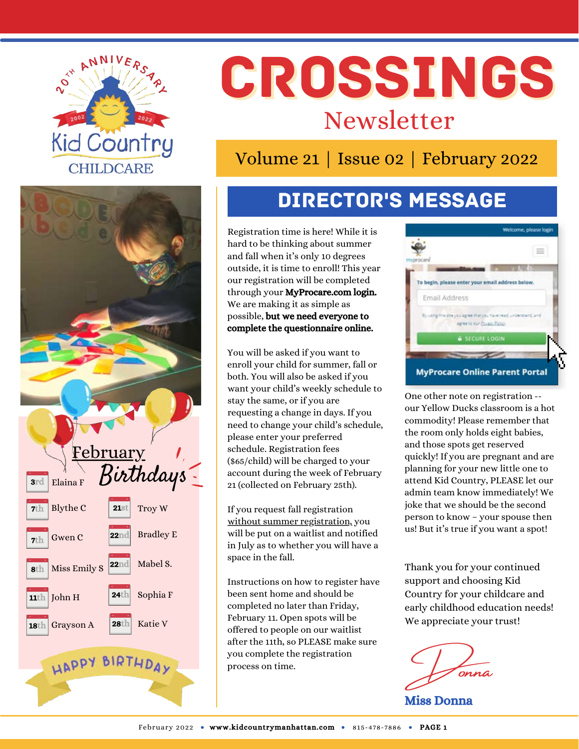# CROSSINGS

## Newsletter

Volume 21 | Issue 02 | February 2022

## DIRECTOR'S MESSAGE

Registration time is here! While it is hard to be thinking about summer and fall when it's only 10 degrees outside, it is time to enroll! This year our registration will be completed through your **MyProcare.com login.** We are making it as simple as possible, **but we need everyone to complete the questionnaire online.**

You will be asked if you want to enroll your child for summer, fall or both. You will also be asked if you want your child's weekly schedule to stay the same, or if you are requesting a change in days. If you need to change your child's schedule, please enter your preferred schedule. Registration fees ($65/child) will be charged to your account during the week of February 21 (collected on February 25th).

If you request fall registration without summer registration, you will be put on a waitlist and notified in July as to whether you will have a space in the fall.

Instructions on how to register have been sent home and should be completed no later than Friday, February 11. Open spots will be offered to people on our waitlist after the 11th, so PLEASE make sure you complete the registration process on time.

MyProcare Online Parent Portal

One other note on registration -- our Yellow Ducks classroom is a hot commodity! Please remember that the room only holds eight babies, and those spots get reserved quickly! If you are pregnant and are planning for your new little one to attend Kid Country, PLEASE let our admin team know immediately! We joke that we should be the second person to know – your spouse then us! But it's true if you want a spot!

Thank you for your continued support and choosing Kid Country for your childcare and early childhood education needs! We appreciate your trust!

Donna

**Miss Donna**

## February Birthdays

- 3rd Elaina F
- 7th Blythe C
- 7th Gwen C
- 8th Miss Emily S
- 11th John H
- 18th Grayson A
- 21st Troy W
- 22nd Bradley E
- 22nd Mabel S.
- 24th Sophia F
- 28th Katie V

HAPPY BIRTHDAY

February 2022 • www.kidcountrymanhattan.com • 815-478-7886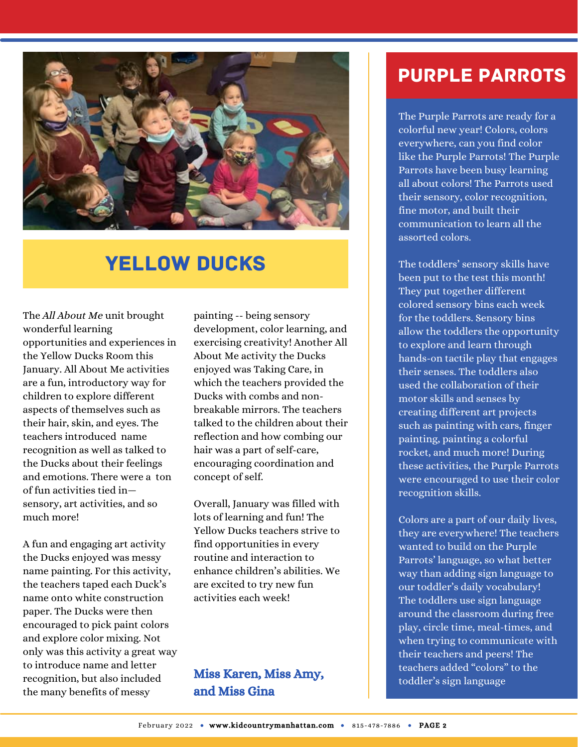## YELLOW DUCKS

The *All About Me* unit brought wonderful learning opportunities and experiences in the Yellow Ducks Room this January. All About Me activities are a fun, introductory way for children to explore different aspects of themselves such as their hair, skin, and eyes. The teachers introduced name recognition as well as talked to the Ducks about their feelings and emotions. There were a ton of fun activities tied in—sensory, art activities, and so much more!

A fun and engaging art activity the Ducks enjoyed was messy name painting. For this activity, the teachers taped each Duck's name onto white construction paper. The Ducks were then encouraged to pick paint colors and explore color mixing. Not only was this activity a great way to introduce name and letter recognition, but also included the many benefits of messy painting -- being sensory development, color learning, and exercising creativity! Another All About Me activity the Ducks enjoyed was Taking Care, in which the teachers provided the Ducks with combs and non-breakable mirrors. The teachers talked to the children about their reflection and how combing our hair was a part of self-care, encouraging coordination and concept of self.

Overall, January was filled with lots of learning and fun! The Yellow Ducks teachers strive to find opportunities in every routine and interaction to enhance children's abilities. We are excited to try new fun activities each week!

**Miss Karen, Miss Amy, and Miss Gina**

## PURPLE PARROTS

The Purple Parrots are ready for a colorful new year! Colors, colors everywhere, can you find color like the Purple Parrots! The Purple Parrots have been busy learning all about colors! The Parrots used their sensory, color recognition, fine motor, and built their communication to learn all the assorted colors.

The toddlers' sensory skills have been put to the test this month! They put together different colored sensory bins each week for the toddlers. Sensory bins allow the toddlers the opportunity to explore and learn through hands-on tactile play that engages their senses. The toddlers also used the collaboration of their motor skills and senses by creating different art projects such as painting with cars, finger painting, painting a colorful rocket, and much more! During these activities, the Purple Parrots were encouraged to use their color recognition skills.

Colors are a part of our daily lives, they are everywhere! The teachers wanted to build on the Purple Parrots' language, so what better way than adding sign language to our toddler's daily vocabulary! The toddlers use sign language around the classroom during free play, circle time, meal-times, and when trying to communicate with their teachers and peers! The teachers added "colors" to the toddler's sign language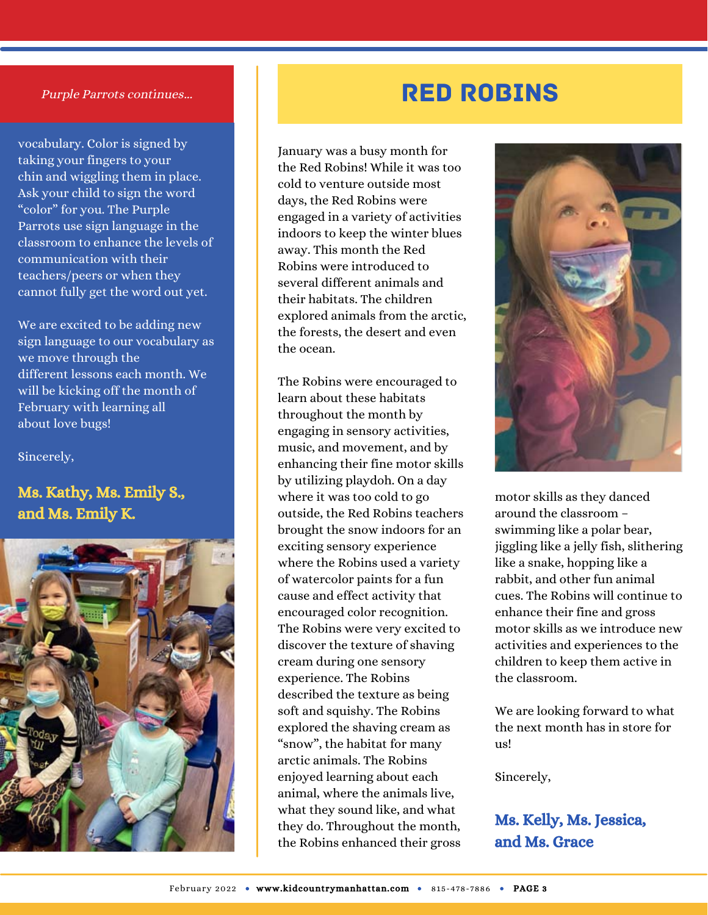*Purple Parrots continues...*

vocabulary. Color is signed by taking your fingers to your chin and wiggling them in place. Ask your child to sign the word "color" for you. The Purple Parrots use sign language in the classroom to enhance the levels of communication with their teachers/peers or when they cannot fully get the word out yet.

We are excited to be adding new sign language to our vocabulary as we move through the different lessons each month. We will be kicking off the month of February with learning all about love bugs!

Sincerely,

**Ms. Kathy, Ms. Emily S., and Ms. Emily K.**

# RED ROBINS

January was a busy month for the Red Robins! While it was too cold to venture outside most days, the Red Robins were engaged in a variety of activities indoors to keep the winter blues away. This month the Red Robins were introduced to several different animals and their habitats. The children explored animals from the arctic, the forests, the desert and even the ocean.

The Robins were encouraged to learn about these habitats throughout the month by engaging in sensory activities, music, and movement, and by enhancing their fine motor skills by utilizing playdoh. On a day where it was too cold to go outside, the Red Robins teachers brought the snow indoors for an exciting sensory experience where the Robins used a variety of watercolor paints for a fun cause and effect activity that encouraged color recognition. The Robins were very excited to discover the texture of shaving cream during one sensory experience. The Robins described the texture as being soft and squishy. The Robins explored the shaving cream as "snow", the habitat for many arctic animals. The Robins enjoyed learning about each animal, where the animals live, what they sound like, and what they do. Throughout the month, the Robins enhanced their gross motor skills as they danced around the classroom – swimming like a polar bear, jiggling like a jelly fish, slithering like a snake, hopping like a rabbit, and other fun animal cues. The Robins will continue to enhance their fine and gross motor skills as we introduce new activities and experiences to the children to keep them active in the classroom.

We are looking forward to what the next month has in store for us!

Sincerely,

**Ms. Kelly, Ms. Jessica, and Ms. Grace**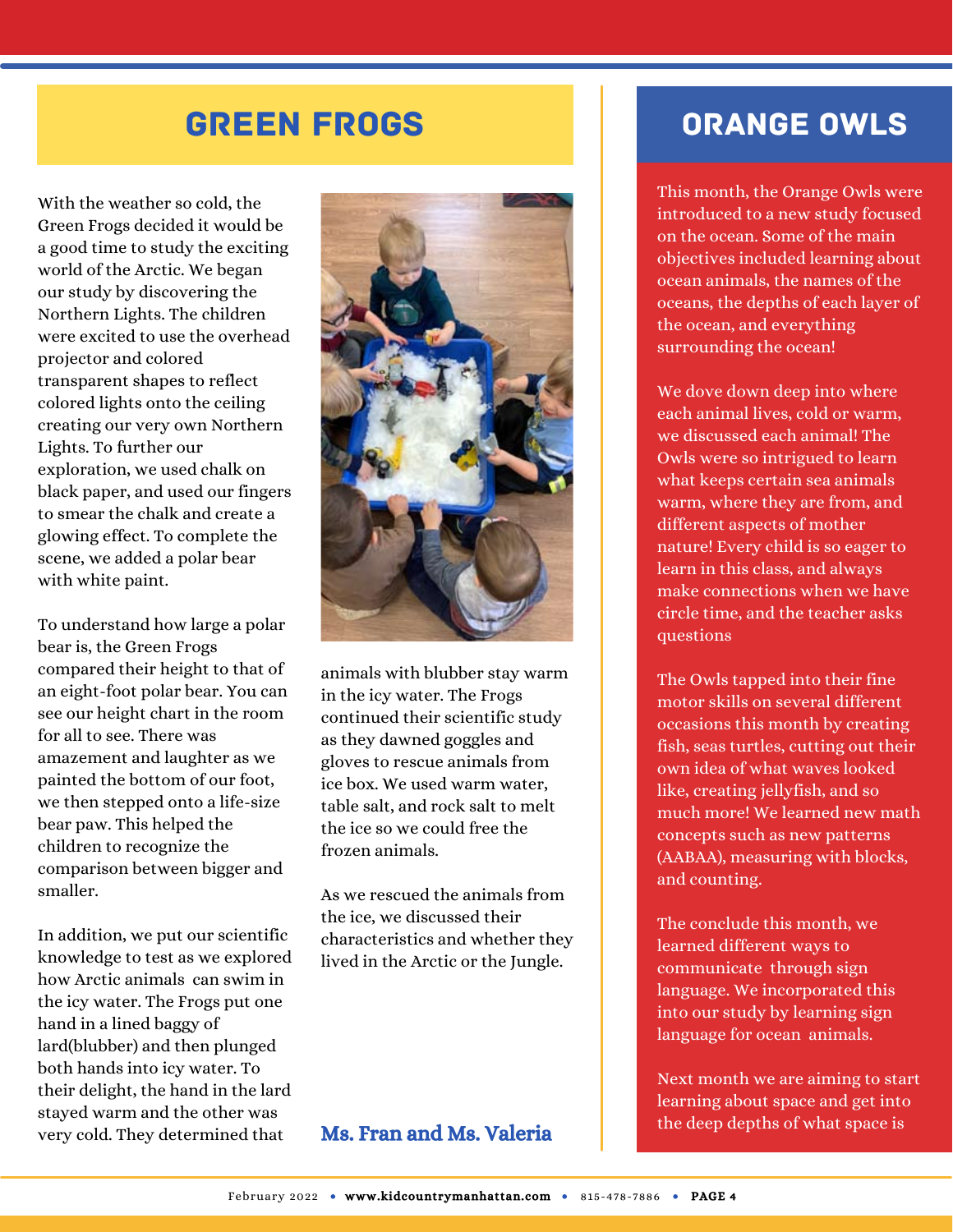## GREEN FROGS

With the weather so cold, the Green Frogs decided it would be a good time to study the exciting world of the Arctic. We began our study by discovering the Northern Lights. The children were excited to use the overhead projector and colored transparent shapes to reflect colored lights onto the ceiling creating our very own Northern Lights. To further our exploration, we used chalk on black paper, and used our fingers to smear the chalk and create a glowing effect. To complete the scene, we added a polar bear with white paint.

To understand how large a polar bear is, the Green Frogs compared their height to that of an eight-foot polar bear. You can see our height chart in the room for all to see. There was amazement and laughter as we painted the bottom of our foot, we then stepped onto a life-size bear paw. This helped the children to recognize the comparison between bigger and smaller.

In addition, we put our scientific knowledge to test as we explored how Arctic animals can swim in the icy water. The Frogs put one hand in a lined baggy of lard(blubber) and then plunged both hands into icy water. To their delight, the hand in the lard stayed warm and the other was very cold. They determined that animals with blubber stay warm in the icy water. The Frogs continued their scientific study as they dawned goggles and gloves to rescue animals from ice box. We used warm water, table salt, and rock salt to melt the ice so we could free the frozen animals.

As we rescued the animals from the ice, we discussed their characteristics and whether they lived in the Arctic or the Jungle.

**Ms. Fran and Ms. Valeria**

## ORANGE OWLS

This month, the Orange Owls were introduced to a new study focused on the ocean. Some of the main objectives included learning about ocean animals, the names of the oceans, the depths of each layer of the ocean, and everything surrounding the ocean!

We dove down deep into where each animal lives, cold or warm, we discussed each animal! The Owls were so intrigued to learn what keeps certain sea animals warm, where they are from, and different aspects of mother nature! Every child is so eager to learn in this class, and always make connections when we have circle time, and the teacher asks questions

The Owls tapped into their fine motor skills on several different occasions this month by creating fish, seas turtles, cutting out their own idea of what waves looked like, creating jellyfish, and so much more! We learned new math concepts such as new patterns (AABAA), measuring with blocks, and counting.

The conclude this month, we learned different ways to communicate through sign language. We incorporated this into our study by learning sign language for ocean animals.

Next month we are aiming to start learning about space and get into the deep depths of what space is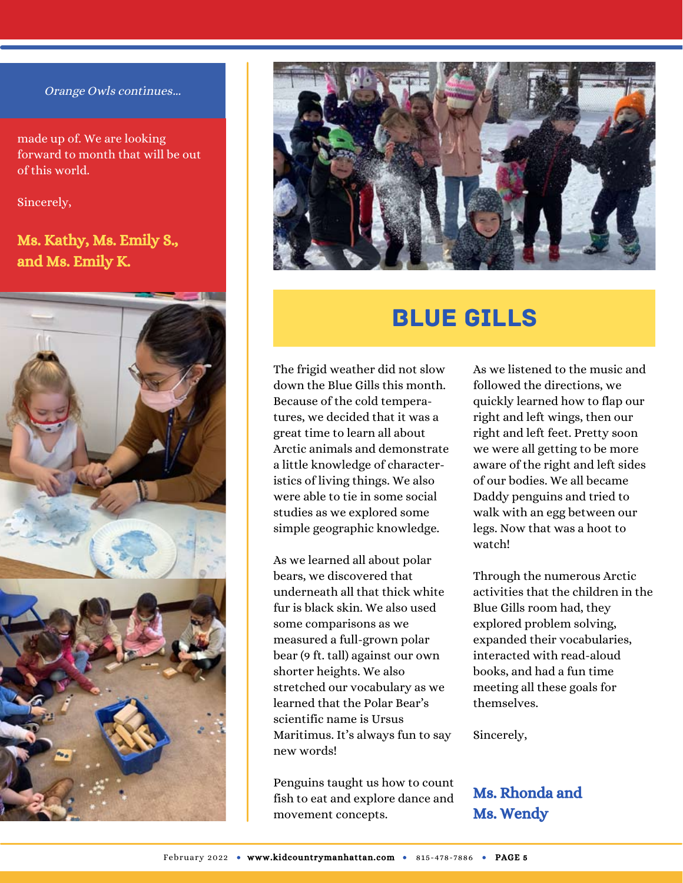*Orange Owls continues...*

made up of. We are looking forward to month that will be out of this world.

Sincerely,

**Ms. Kathy, Ms. Emily S., and Ms. Emily K.**

## BLUE GILLS

The frigid weather did not slow down the Blue Gills this month. Because of the cold temperatures, we decided that it was a great time to learn all about Arctic animals and demonstrate a little knowledge of characteristics of living things. We also were able to tie in some social studies as we explored some simple geographic knowledge.

As we learned all about polar bears, we discovered that underneath all that thick white fur is black skin. We also used some comparisons as we measured a full-grown polar bear (9 ft. tall) against our own shorter heights. We also stretched our vocabulary as we learned that the Polar Bear's scientific name is Ursus Maritimus. It's always fun to say new words!

Penguins taught us how to count fish to eat and explore dance and movement concepts. As we listened to the music and followed the directions, we quickly learned how to flap our right and left wings, then our right and left feet. Pretty soon we were all getting to be more aware of the right and left sides of our bodies. We all became Daddy penguins and tried to walk with an egg between our legs. Now that was a hoot to watch!

Through the numerous Arctic activities that the children in the Blue Gills room had, they explored problem solving, expanded their vocabularies, interacted with read-aloud books, and had a fun time meeting all these goals for themselves.

Sincerely,

**Ms. Rhonda and Ms. Wendy**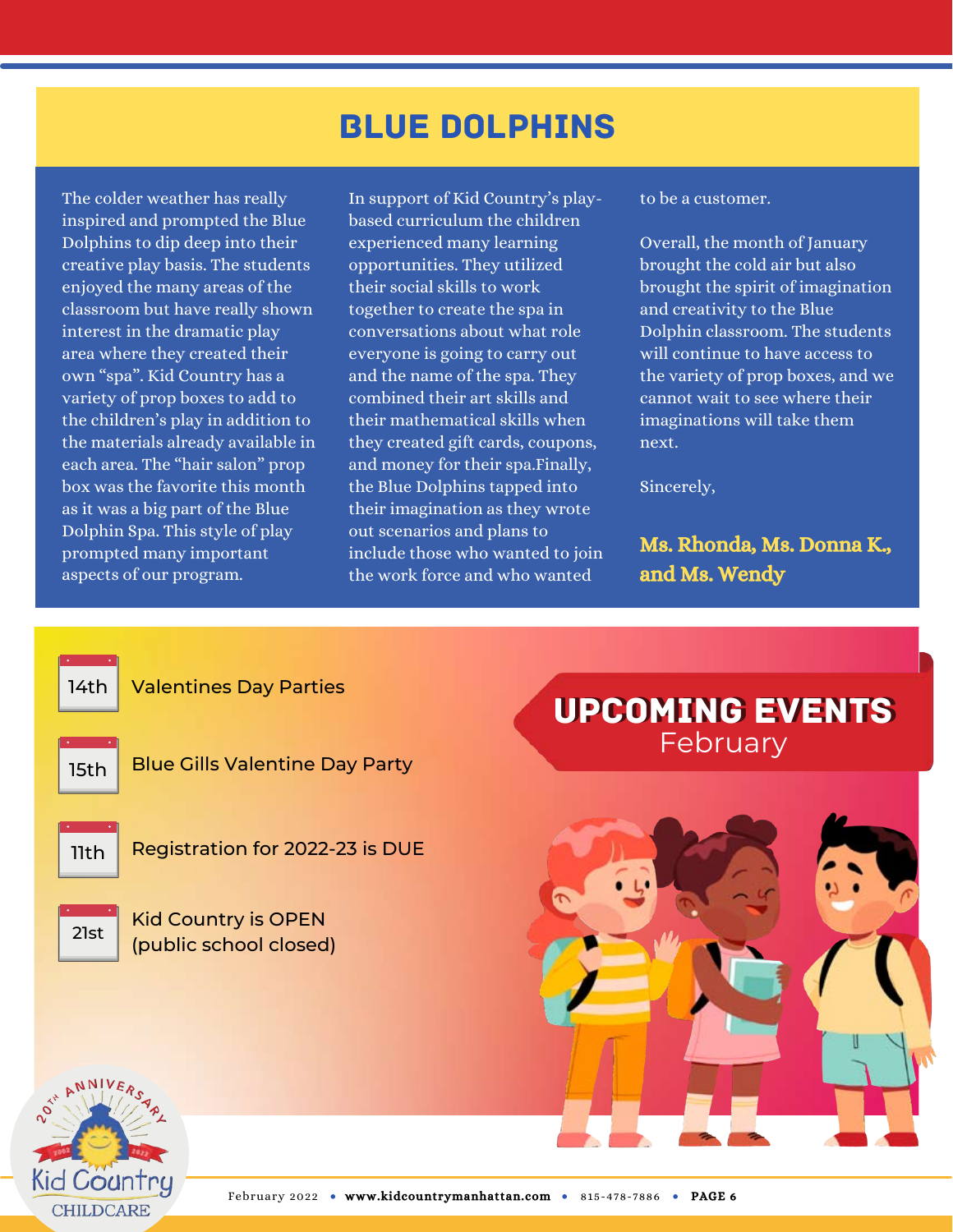# BLUE DOLPHINS

The colder weather has really inspired and prompted the Blue Dolphins to dip deep into their creative play basis. The students enjoyed the many areas of the classroom but have really shown interest in the dramatic play area where they created their own "spa". Kid Country has a variety of prop boxes to add to the children's play in addition to the materials already available in each area. The "hair salon" prop box was the favorite this month as it was a big part of the Blue Dolphin Spa. This style of play prompted many important aspects of our program.

In support of Kid Country's play-based curriculum the children experienced many learning opportunities. They utilized their social skills to work together to create the spa in conversations about what role everyone is going to carry out and the name of the spa. They combined their art skills and their mathematical skills when they created gift cards, coupons, and money for their spa.Finally, the Blue Dolphins tapped into their imagination as they wrote out scenarios and plans to include those who wanted to join the work force and who wanted to be a customer.

Overall, the month of January brought the cold air but also brought the spirit of imagination and creativity to the Blue Dolphin classroom. The students will continue to have access to the variety of prop boxes, and we cannot wait to see where their imaginations will take them next.

Sincerely,

**Ms. Rhonda, Ms. Donna K., and Ms. Wendy**

## UPCOMING EVENTS
February

- **14th** Valentines Day Parties
- **15th** Blue Gills Valentine Day Party
- **11th** Registration for 2022-23 is DUE
- **21st** Kid Country is OPEN (public school closed)

20TH ANNIVERSARY 2002 2022 Kid Country CHILDCARE

February 2022 • www.kidcountrymanhattan.com • 815-478-7886